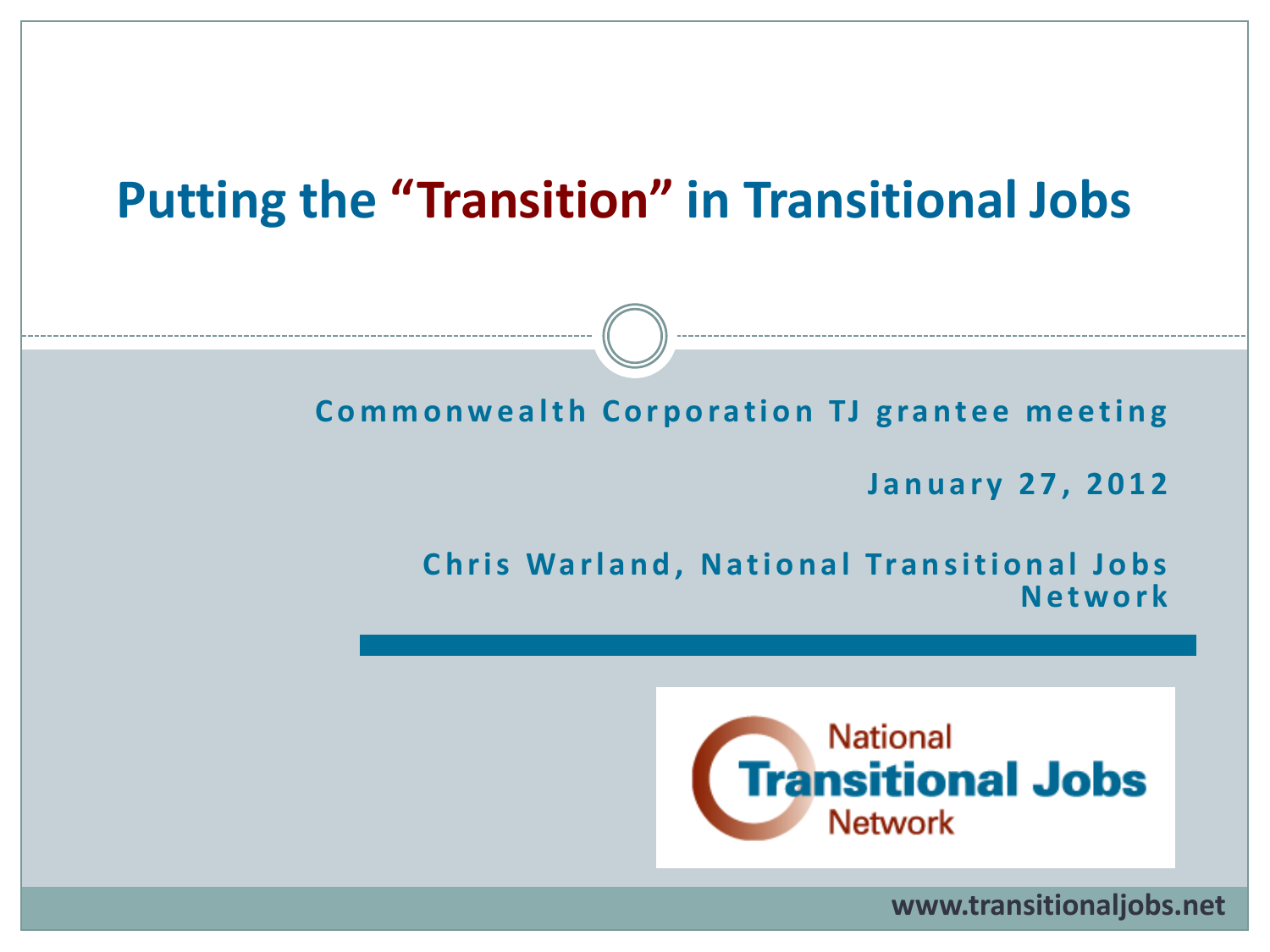# Putting the "Transition" in Transitional Jobs

**Commonwealth Corporation TJ grantee meeting**

**January 27, 2012**

**Chris Warland, National Transitional Jobs Network**

National Transitional Jobs Network

www.transitionaljobs.net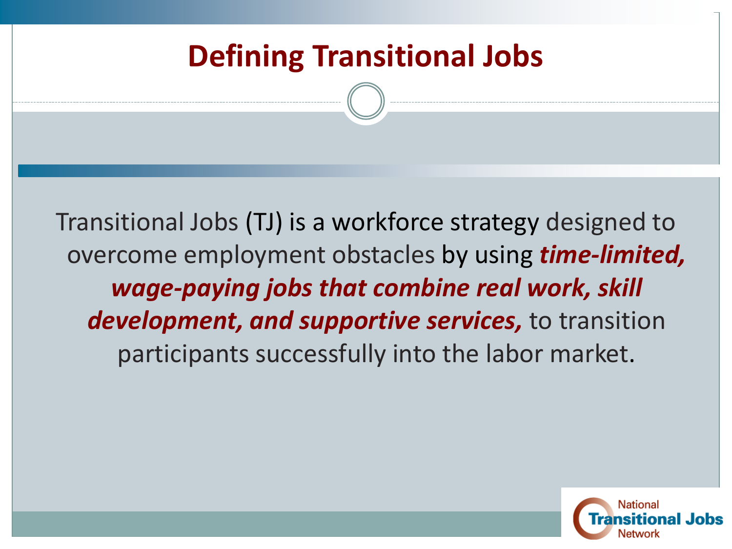# Defining Transitional Jobs

Transitional Jobs (TJ) is a workforce strategy designed to overcome employment obstacles by using ***time-limited, wage-paying jobs that combine real work, skill development, and supportive services,*** to transition participants successfully into the labor market.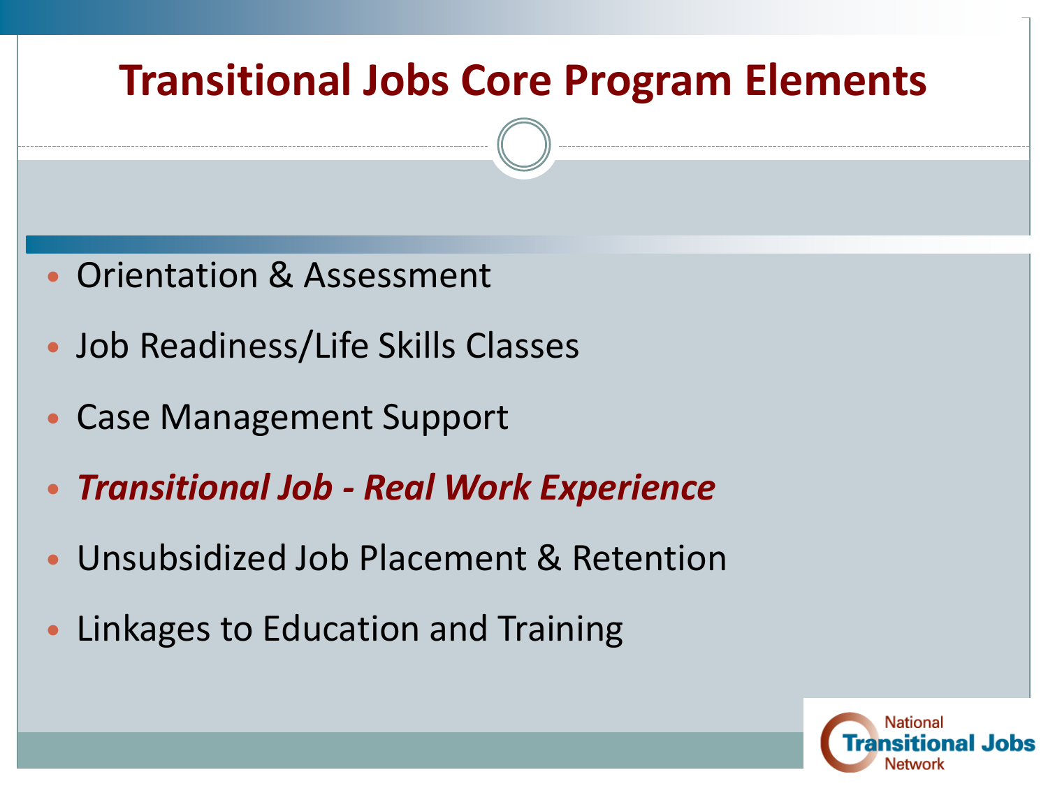# Transitional Jobs Core Program Elements

- Orientation & Assessment
- Job Readiness/Life Skills Classes
- Case Management Support
- ***Transitional Job - Real Work Experience***
- Unsubsidized Job Placement & Retention
- Linkages to Education and Training

National Transitional Jobs Network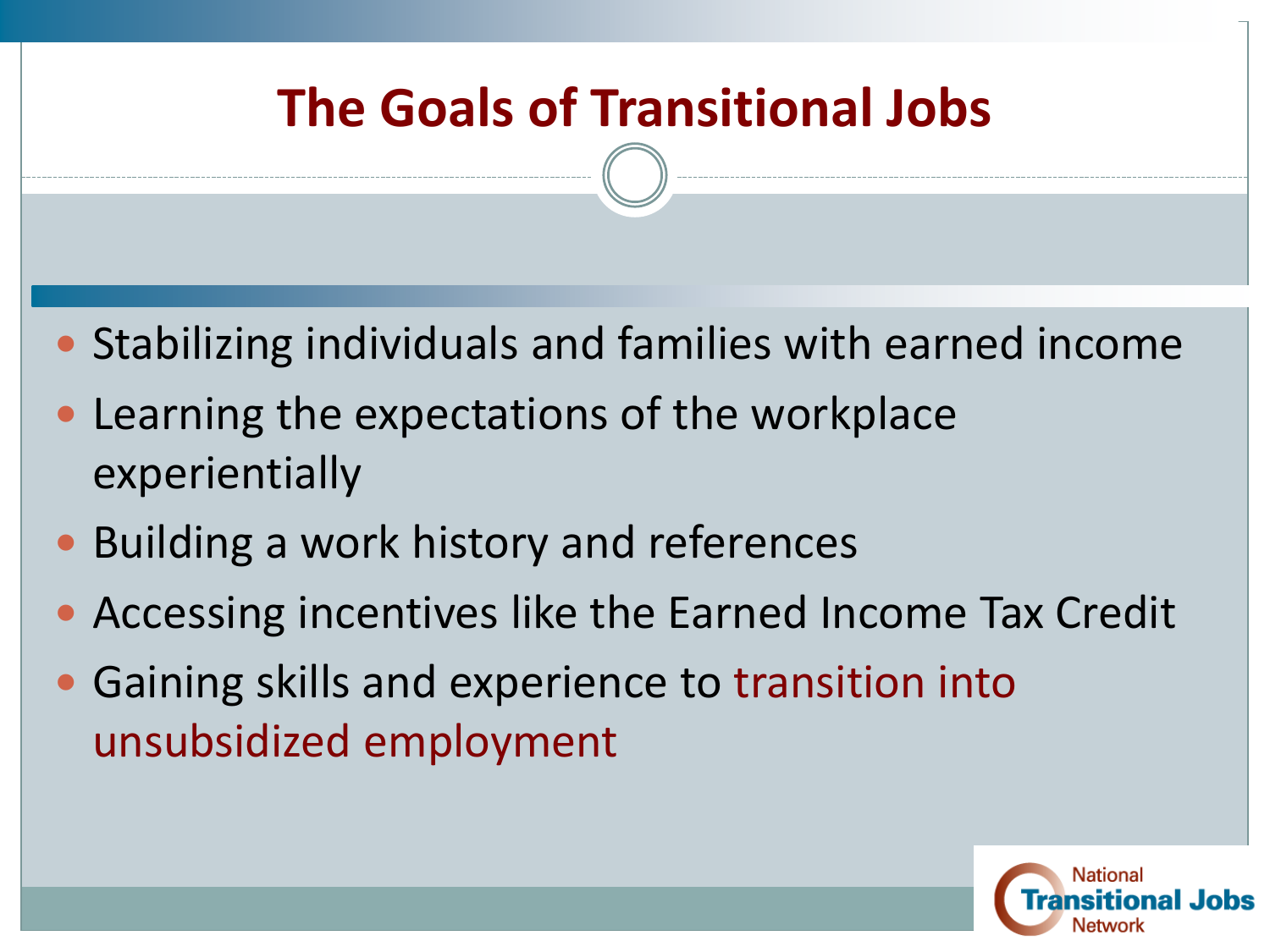# The Goals of Transitional Jobs

- Stabilizing individuals and families with earned income
- Learning the expectations of the workplace experientially
- Building a work history and references
- Accessing incentives like the Earned Income Tax Credit
- Gaining skills and experience to transition into unsubsidized employment

National Transitional Jobs Network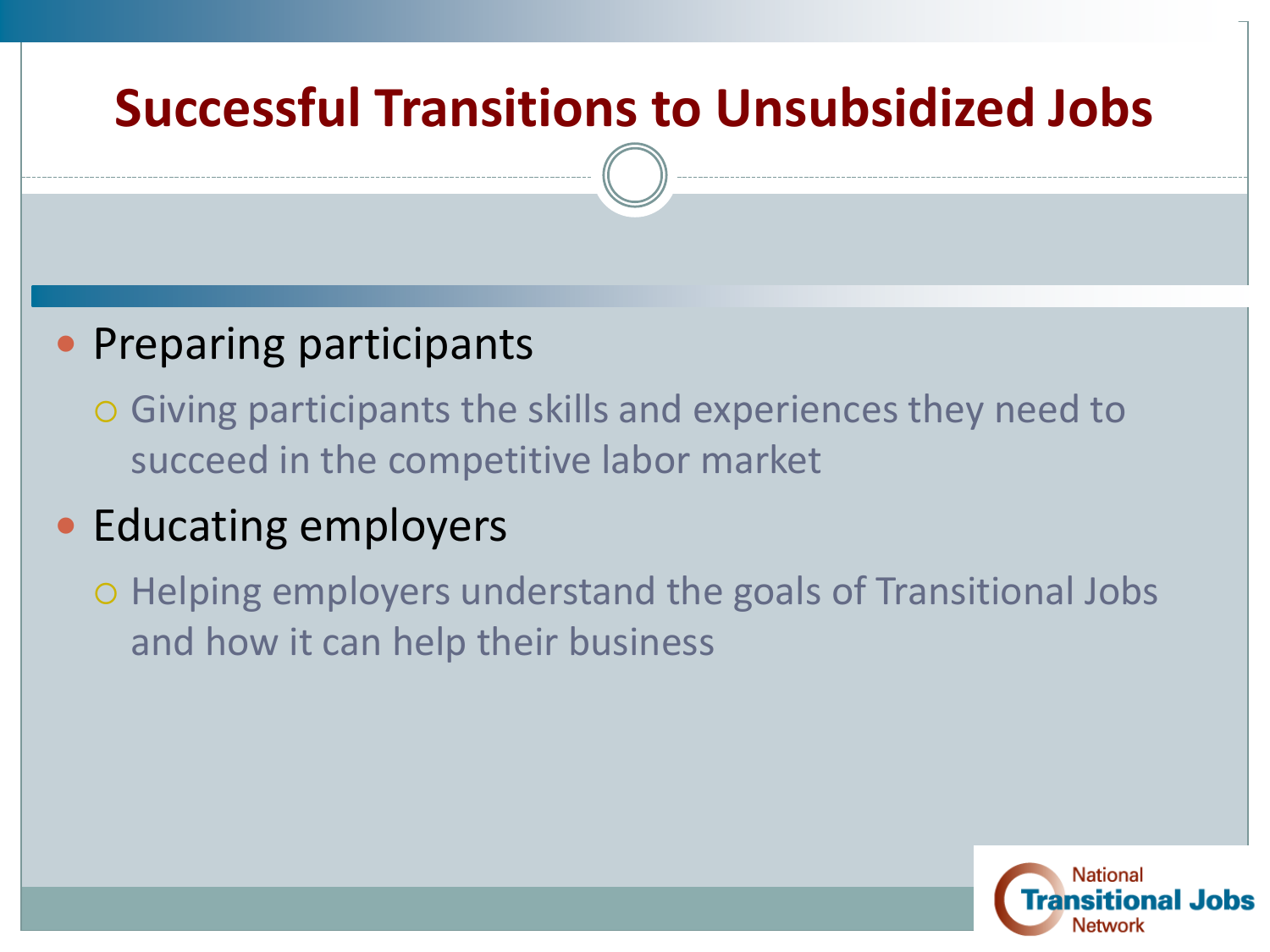# Successful Transitions to Unsubsidized Jobs

- Preparing participants
  - Giving participants the skills and experiences they need to succeed in the competitive labor market
- Educating employers
  - Helping employers understand the goals of Transitional Jobs and how it can help their business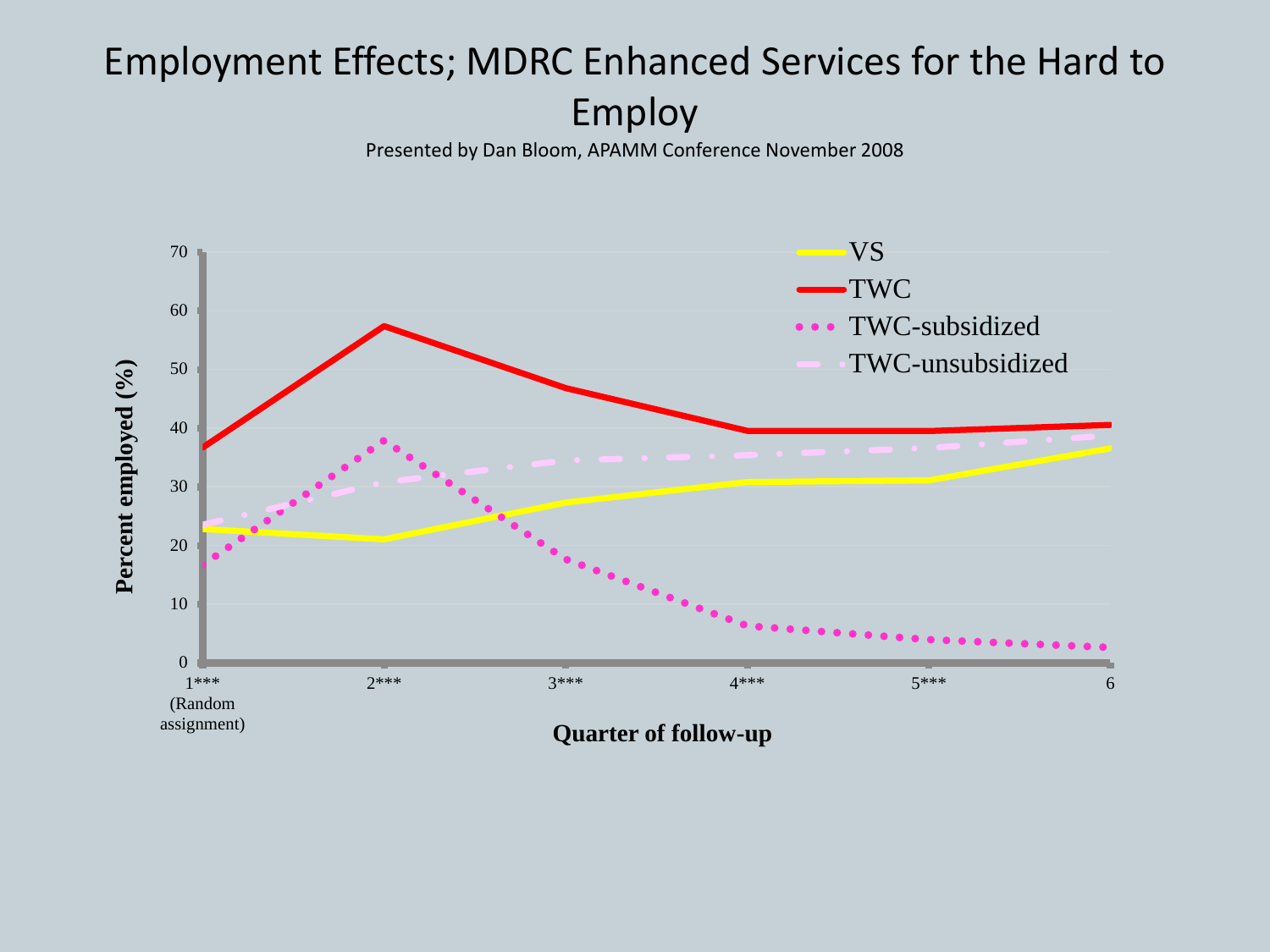# Employment Effects; MDRC Enhanced Services for the Hard to Employ

Presented by Dan Bloom, APAMM Conference November 2008

Percent employed (%)

Quarter of follow-up: 1*** (Random assignment), 2***, 3***, 4***, 5***, 6

Legend: VS, TWC, TWC-subsidized, TWC-unsubsidized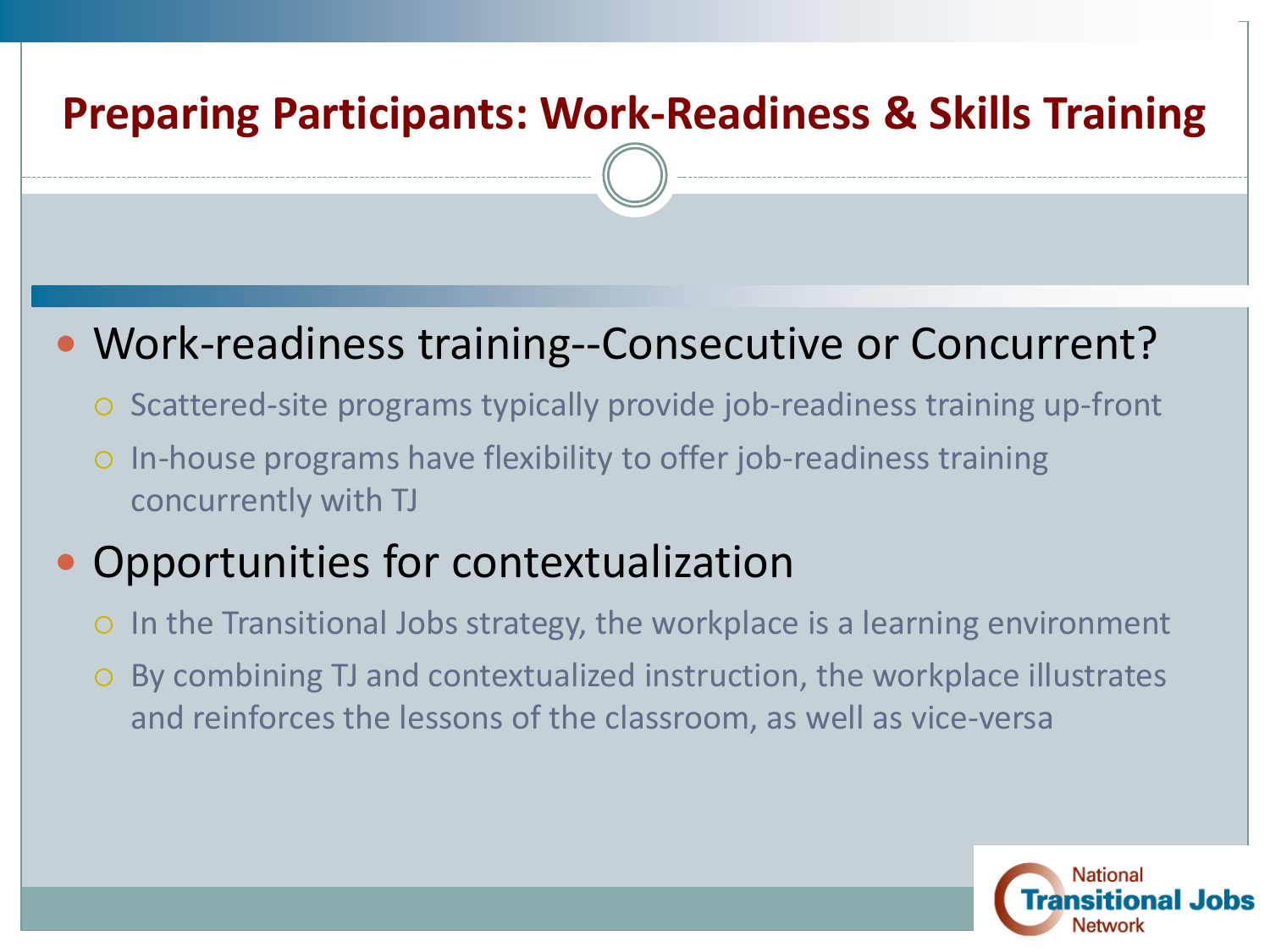# Preparing Participants: Work-Readiness & Skills Training

- Work-readiness training--Consecutive or Concurrent?
  - Scattered-site programs typically provide job-readiness training up-front
  - In-house programs have flexibility to offer job-readiness training concurrently with TJ
- Opportunities for contextualization
  - In the Transitional Jobs strategy, the workplace is a learning environment
  - By combining TJ and contextualized instruction, the workplace illustrates and reinforces the lessons of the classroom, as well as vice-versa

National Transitional Jobs Network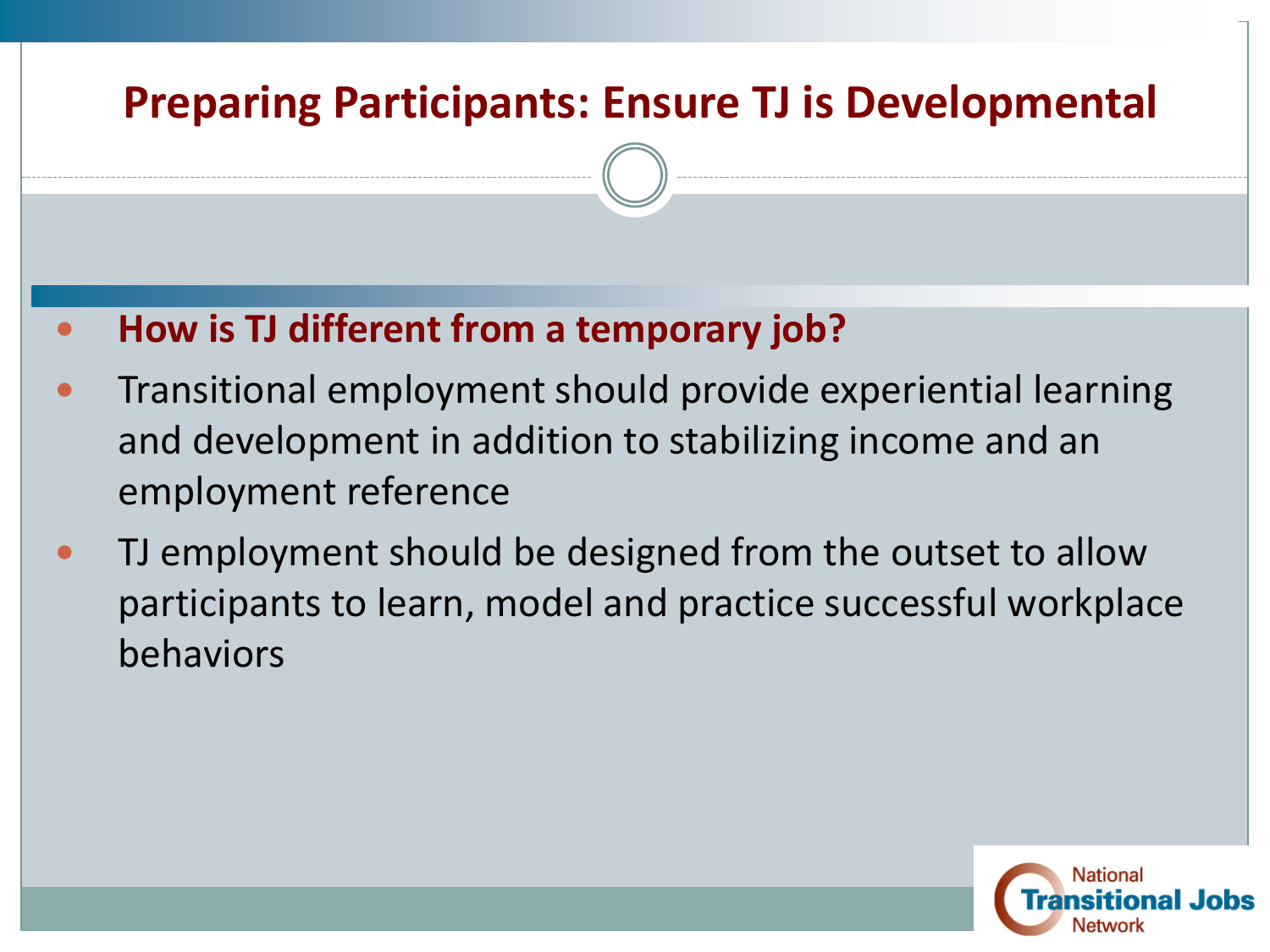# Preparing Participants: Ensure TJ is Developmental

- **How is TJ different from a temporary job?**
- Transitional employment should provide experiential learning and development in addition to stabilizing income and an employment reference
- TJ employment should be designed from the outset to allow participants to learn, model and practice successful workplace behaviors

National Transitional Jobs Network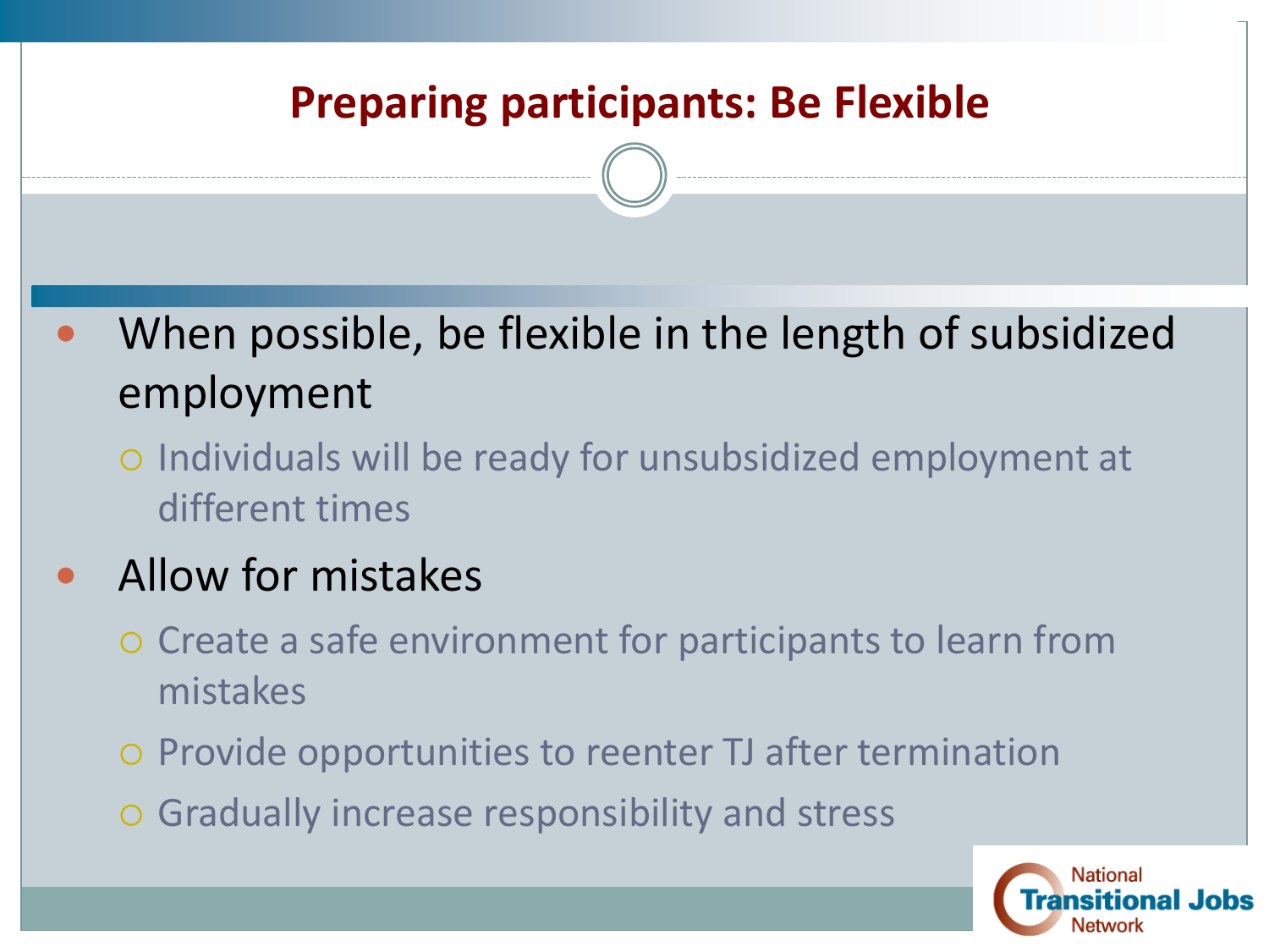# Preparing participants: Be Flexible

- When possible, be flexible in the length of subsidized employment
  - Individuals will be ready for unsubsidized employment at different times
- Allow for mistakes
  - Create a safe environment for participants to learn from mistakes
  - Provide opportunities to reenter TJ after termination
  - Gradually increase responsibility and stress

National Transitional Jobs Network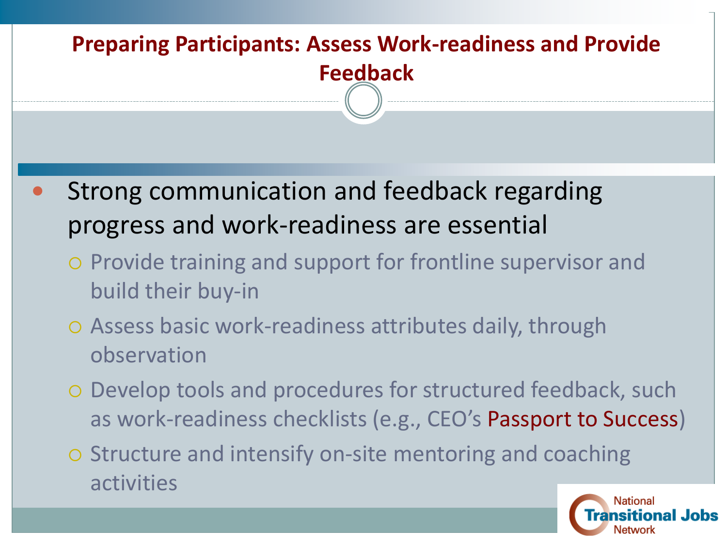# Preparing Participants: Assess Work-readiness and Provide Feedback

- Strong communication and feedback regarding progress and work-readiness are essential
  - Provide training and support for frontline supervisor and build their buy-in
  - Assess basic work-readiness attributes daily, through observation
  - Develop tools and procedures for structured feedback, such as work-readiness checklists (e.g., CEO's Passport to Success)
  - Structure and intensify on-site mentoring and coaching activities

National Transitional Jobs Network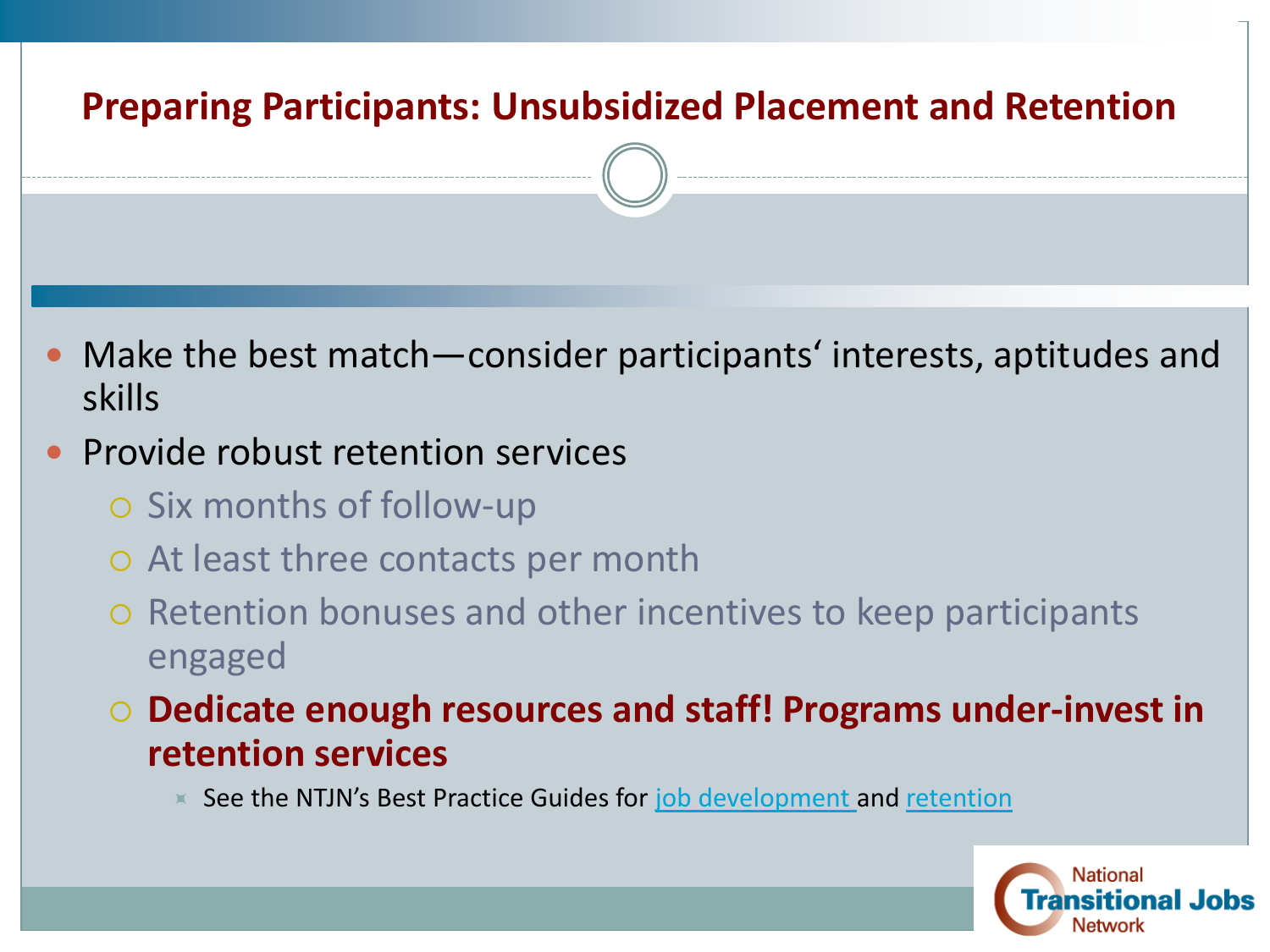## Preparing Participants: Unsubsidized Placement and Retention

- Make the best match—consider participants' interests, aptitudes and skills
- Provide robust retention services
  - Six months of follow-up
  - At least three contacts per month
  - Retention bonuses and other incentives to keep participants engaged
  - **Dedicate enough resources and staff! Programs under-invest in retention services**
    - See the NTJN's Best Practice Guides for job development and retention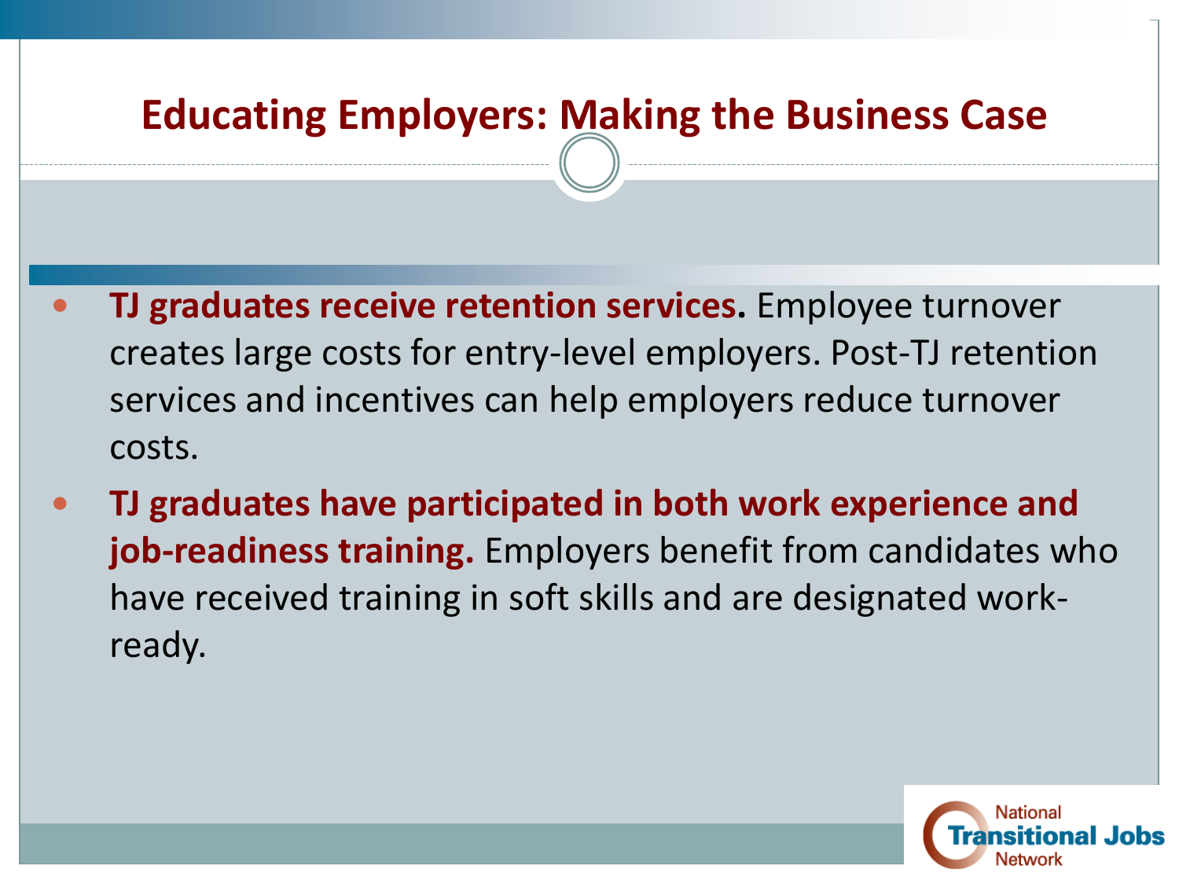# Educating Employers: Making the Business Case

- **TJ graduates receive retention services.** Employee turnover creates large costs for entry-level employers. Post-TJ retention services and incentives can help employers reduce turnover costs.
- **TJ graduates have participated in both work experience and job-readiness training.** Employers benefit from candidates who have received training in soft skills and are designated work-ready.

National Transitional Jobs Network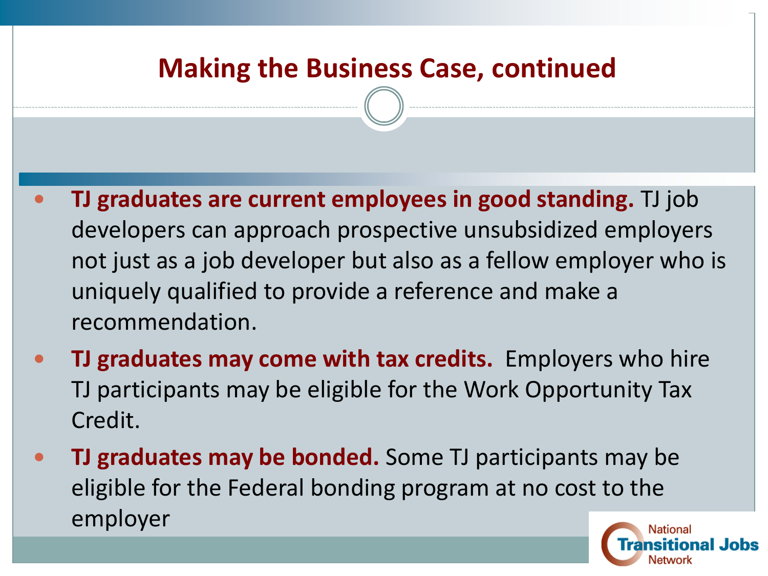# Making the Business Case, continued

- **TJ graduates are current employees in good standing.** TJ job developers can approach prospective unsubsidized employers not just as a job developer but also as a fellow employer who is uniquely qualified to provide a reference and make a recommendation.
- **TJ graduates may come with tax credits.** Employers who hire TJ participants may be eligible for the Work Opportunity Tax Credit.
- **TJ graduates may be bonded.** Some TJ participants may be eligible for the Federal bonding program at no cost to the employer

National Transitional Jobs Network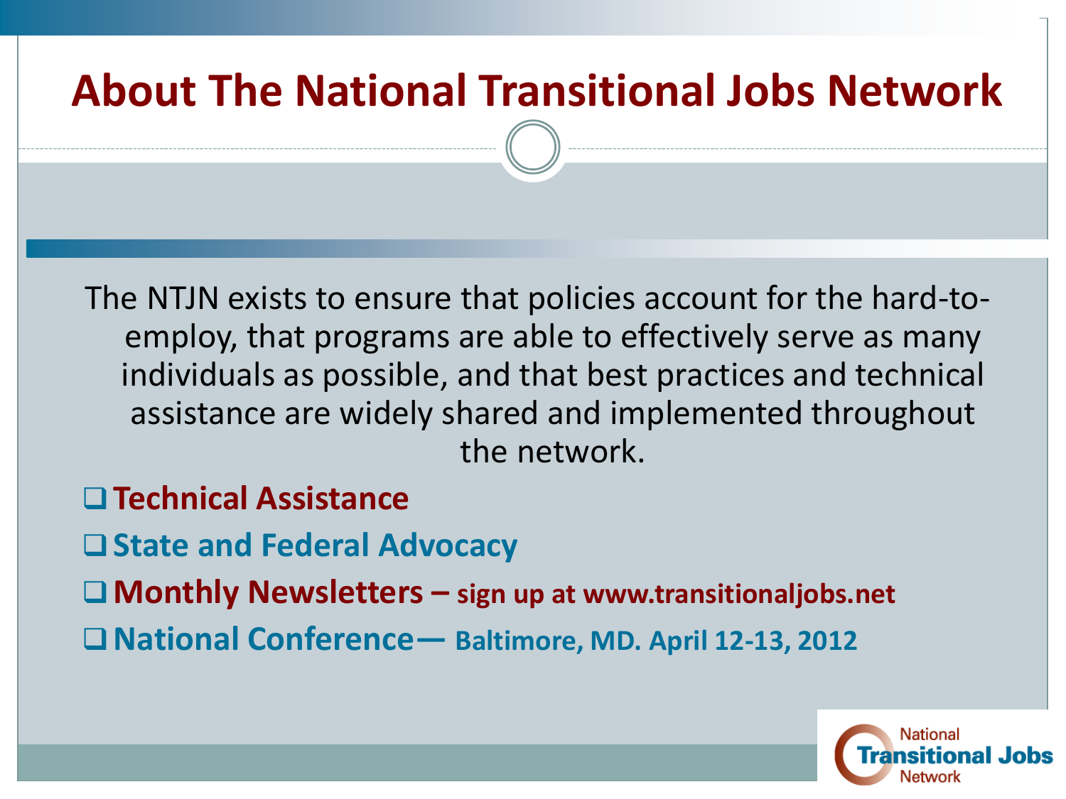# About The National Transitional Jobs Network

The NTJN exists to ensure that policies account for the hard-to-employ, that programs are able to effectively serve as many individuals as possible, and that best practices and technical assistance are widely shared and implemented throughout the network.

- **Technical Assistance**
- **State and Federal Advocacy**
- **Monthly Newsletters – sign up at www.transitionaljobs.net**
- **National Conference— Baltimore, MD. April 12-13, 2012**

National Transitional Jobs Network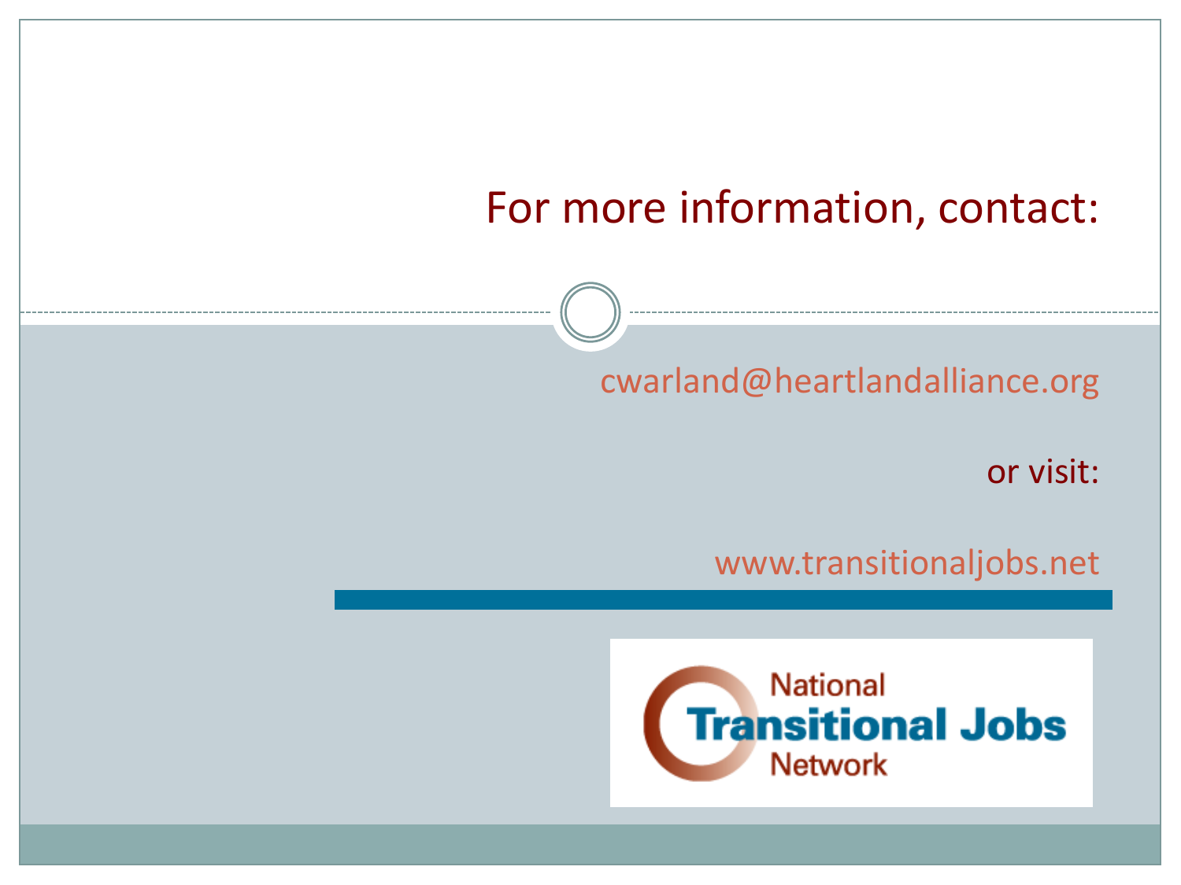# For more information, contact:

cwarland@heartlandalliance.org

or visit:

www.transitionaljobs.net

National Transitional Jobs Network